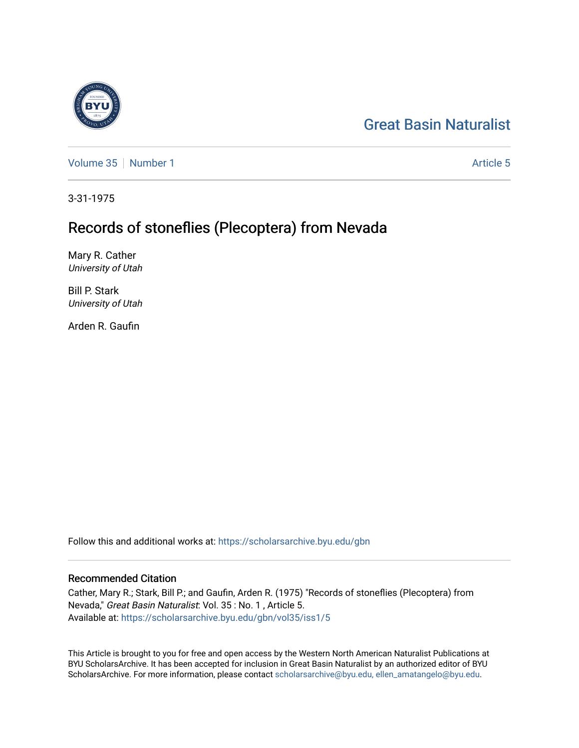Great Basin Naturalist

Volume 35 | Number 1 — Article 5

3-31-1975

# Records of stoneflies (Plecoptera) from Nevada

Mary R. Cather
*University of Utah*

Bill P. Stark
*University of Utah*

Arden R. Gaufin

Follow this and additional works at: https://scholarsarchive.byu.edu/gbn

## Recommended Citation

Cather, Mary R.; Stark, Bill P.; and Gaufin, Arden R. (1975) "Records of stoneflies (Plecoptera) from Nevada," *Great Basin Naturalist*: Vol. 35 : No. 1 , Article 5.
Available at: https://scholarsarchive.byu.edu/gbn/vol35/iss1/5

This Article is brought to you for free and open access by the Western North American Naturalist Publications at BYU ScholarsArchive. It has been accepted for inclusion in Great Basin Naturalist by an authorized editor of BYU ScholarsArchive. For more information, please contact scholarsarchive@byu.edu, ellen_amatangelo@byu.edu.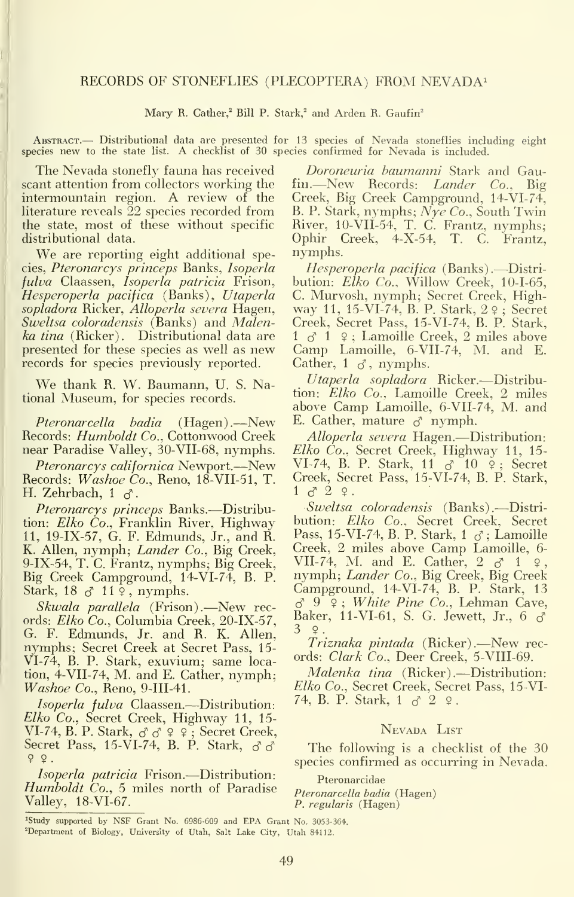# RECORDS OF STONEFLIES (PLECOPTERA) FROM NEVADA[1]

Mary R. Cather,[2] Bill P. Stark,[2] and Arden R. Gaufin[2]

ABSTRACT.— Distributional data are presented for 13 species of Nevada stoneflies including eight species new to the state list. A checklist of 30 species confirmed for Nevada is included.

The Nevada stonefly fauna has received scant attention from collectors working the intermountain region. A review of the literature reveals 22 species recorded from the state, most of these without specific distributional data.

We are reporting eight additional species, *Pteronarcys princeps* Banks, *Isoperla fulva* Claassen, *Isoperla patricia* Frison, *Hesperoperla pacifica* (Banks), *Utaperla sopladora* Ricker, *Alloperla severa* Hagen, *Sweltsa coloradensis* (Banks) and *Malenka tina* (Ricker). Distributional data are presented for these species as well as new records for species previously reported.

We thank R. W. Baumann, U. S. National Museum, for species records.

*Pteronarcella badia* (Hagen).—New Records: *Humboldt Co.*, Cottonwood Creek near Paradise Valley, 30-VII-68, nymphs.

*Pteronarcys californica* Newport.—New Records: *Washoe Co.*, Reno, 18-VII-51, T. H. Zehrbach, 1 ♂.

*Pteronarcys princeps* Banks.—Distribution: *Elko Co.*, Franklin River, Highway 11, 19-IX-57, G. F. Edmunds, Jr., and R. K. Allen, nymph; *Lander Co.*, Big Creek, 9-IX-54, T. C. Frantz, nymphs; Big Creek, Big Creek Campground, 14-VI-74, B. P. Stark, 18 ♂ 11 ♀, nymphs.

*Skwala parallela* (Frison).—New records: *Elko Co.*, Columbia Creek, 20-IX-57, G. F. Edmunds, Jr. and R. K. Allen, nymphs; Secret Creek at Secret Pass, 15-VI-74, B. P. Stark, exuvium; same location, 4-VII-74, M. and E. Cather, nymph; *Washoe Co.*, Reno, 9-III-41.

*Isoperla fulva* Claassen.—Distribution: *Elko Co.*, Secret Creek, Highway 11, 15-VI-74, B. P. Stark, ♂♂ ♀♀; Secret Creek, Secret Pass, 15-VI-74, B. P. Stark, ♂♂ ♀♀.

*Isoperla patricia* Frison.—Distribution: *Humboldt Co.*, 5 miles north of Paradise Valley, 18-VI-67.

*Doroneuria baumanni* Stark and Gaufin.—New Records: *Lander Co.*, Big Creek, Big Creek Campground, 14-VI-74, B. P. Stark, nymphs; *Nye Co.*, South Twin River, 10-VII-54, T. C. Frantz, nymphs; Ophir Creek, 4-X-54, T. C. Frantz, nymphs.

*Hesperoperla pacifica* (Banks).—Distribution: *Elko Co.*, Willow Creek, 10-I-65, C. Murvosh, nymph; Secret Creek, Highway 11, 15-VI-74, B. P. Stark, 2 ♀; Secret Creek, Secret Pass, 15-VI-74, B. P. Stark, 1 ♂ 1 ♀; Lamoille Creek, 2 miles above Camp Lamoille, 6-VII-74, M. and E. Cather, 1 ♂, nymphs.

*Utaperla sopladora* Ricker.—Distribution: *Elko Co.*, Lamoille Creek, 2 miles above Camp Lamoille, 6-VII-74, M. and E. Cather, mature ♂ nymph.

*Alloperla severa* Hagen.—Distribution: *Elko Co.*, Secret Creek, Highway 11, 15-VI-74, B. P. Stark, 11 ♂ 10 ♀; Secret Creek, Secret Pass, 15-VI-74, B. P. Stark, 1 ♂ 2 ♀.

*Sweltsa coloradensis* (Banks).—Distribution: *Elko Co.*, Secret Creek, Secret Pass, 15-VI-74, B. P. Stark, 1 ♂; Lamoille Creek, 2 miles above Camp Lamoille, 6-VII-74, M. and E. Cather, 2 ♂ 1 ♀, nymph; *Lander Co.*, Big Creek, Big Creek Campground, 14-VI-74, B. P. Stark, 13 ♂ 9 ♀; *White Pine Co.*, Lehman Cave, Baker, 11-VI-61, S. G. Jewett, Jr., 6 ♂ 3 ♀.

*Triznaka pintada* (Ricker).—New records: *Clark Co.*, Deer Creek, 5-VIII-69.

*Malenka tina* (Ricker).—Distribution: *Elko Co.*, Secret Creek, Secret Pass, 15-VI-74, B. P. Stark, 1 ♂ 2 ♀.

## Nevada List

The following is a checklist of the 30 species confirmed as occurring in Nevada.

Pteronarcidae

*Pteronarcella badia* (Hagen)
*P. regularis* (Hagen)

---

[1]Study supported by NSF Grant No. 6986-609 and EPA Grant No. 3053-364.
[2]Department of Biology, University of Utah, Salt Lake City, Utah 84112.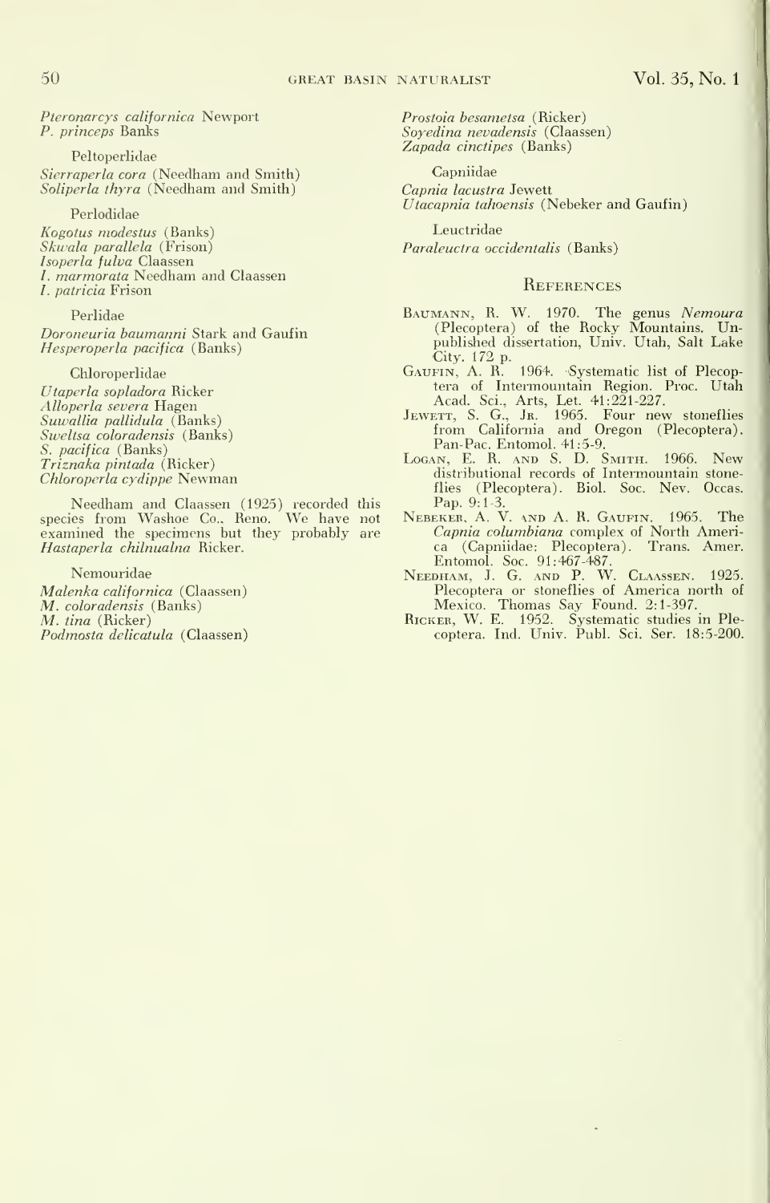*Pteronarcys californica* Newport
*P. princeps* Banks

Peltoperlidae

*Sierraperla cora* (Needham and Smith)
*Soliperla thyra* (Needham and Smith)

Perlodidae

*Kogotus modestus* (Banks)
*Skwala parallela* (Frison)
*Isoperla fulva* Claassen
*I. marmorata* Needham and Claassen
*I. patricia* Frison

Perlidae

*Doroneuria baumanni* Stark and Gaufin
*Hesperoperla pacifica* (Banks)

Chloroperlidae

*Utaperla sopladora* Ricker
*Alloperla severa* Hagen
*Suwallia pallidula* (Banks)
*Sweltsa coloradensis* (Banks)
*S. pacifica* (Banks)
*Triznaka pintada* (Ricker)
*Chloroperla cydippe* Newman

Needham and Claassen (1925) recorded this species from Washoe Co., Reno. We have not examined the specimens but they probably are *Hastaperla chilnualna* Ricker.

Nemouridae

*Malenka californica* (Claassen)
*M. coloradensis* (Banks)
*M. tina* (Ricker)
*Podmosta delicatula* (Claassen)
*Prostoia besametsa* (Ricker)
*Soyedina nevadensis* (Claassen)
*Zapada cinctipes* (Banks)

Capniidae

*Capnia lacustra* Jewett
*Utacapnia tahoensis* (Nebeker and Gaufin)

Leuctridae

*Paraleuctra occidentalis* (Banks)

## References

Baumann, R. W. 1970. The genus *Nemoura* (Plecoptera) of the Rocky Mountains. Unpublished dissertation, Univ. Utah, Salt Lake City. 172 p.

Gaufin, A. R. 1964. Systematic list of Plecoptera of Intermountain Region. Proc. Utah Acad. Sci., Arts, Let. 41:221-227.

Jewett, S. G., Jr. 1965. Four new stoneflies from California and Oregon (Plecoptera). Pan-Pac. Entomol. 41:5-9.

Logan, E. R. and S. D. Smith. 1966. New distributional records of Intermountain stoneflies (Plecoptera). Biol. Soc. Nev. Occas. Pap. 9:1-3.

Nebeker, A. V. and A. R. Gaufin. 1965. The *Capnia columbiana* complex of North America (Capniidae: Plecoptera). Trans. Amer. Entomol. Soc. 91:467-487.

Needham, J. G. and P. W. Claassen. 1925. Plecoptera or stoneflies of America north of Mexico. Thomas Say Found. 2:1-397.

Ricker, W. E. 1952. Systematic studies in Plecoptera. Ind. Univ. Publ. Sci. Ser. 18:5-200.